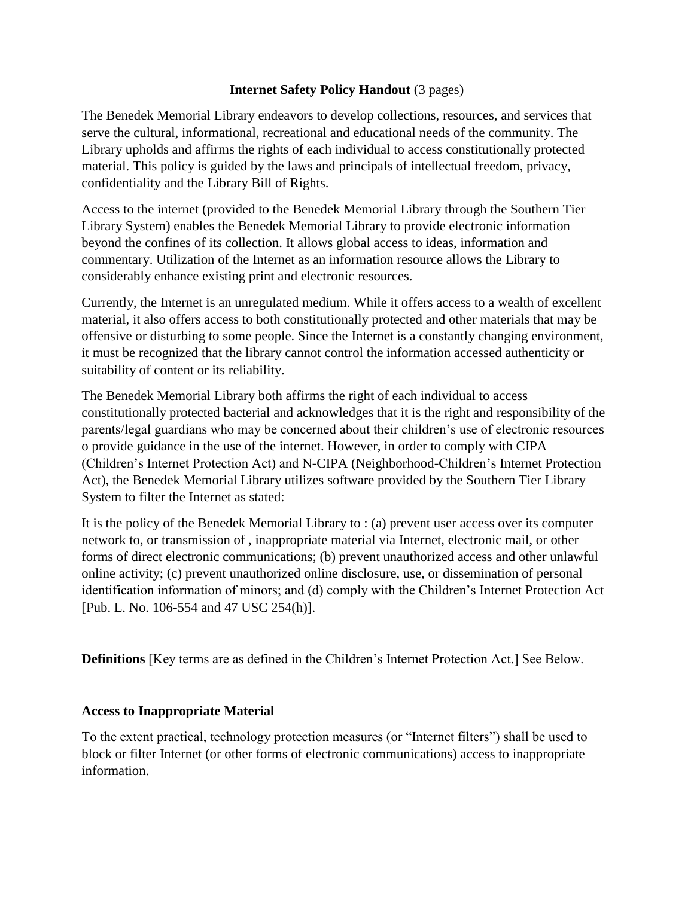**Internet Safety Policy Handout** (3 pages)

The Benedek Memorial Library endeavors to develop collections, resources, and services that serve the cultural, informational, recreational and educational needs of the community. The Library upholds and affirms the rights of each individual to access constitutionally protected material. This policy is guided by the laws and principals of intellectual freedom, privacy, confidentiality and the Library Bill of Rights.

Access to the internet (provided to the Benedek Memorial Library through the Southern Tier Library System) enables the Benedek Memorial Library to provide electronic information beyond the confines of its collection. It allows global access to ideas, information and commentary. Utilization of the Internet as an information resource allows the Library to considerably enhance existing print and electronic resources.

Currently, the Internet is an unregulated medium. While it offers access to a wealth of excellent material, it also offers access to both constitutionally protected and other materials that may be offensive or disturbing to some people. Since the Internet is a constantly changing environment, it must be recognized that the library cannot control the information accessed authenticity or suitability of content or its reliability.

The Benedek Memorial Library both affirms the right of each individual to access constitutionally protected bacterial and acknowledges that it is the right and responsibility of the parents/legal guardians who may be concerned about their children's use of electronic resources o provide guidance in the use of the internet. However, in order to comply with CIPA (Children's Internet Protection Act) and N-CIPA (Neighborhood-Children's Internet Protection Act), the Benedek Memorial Library utilizes software provided by the Southern Tier Library System to filter the Internet as stated:

It is the policy of the Benedek Memorial Library to : (a) prevent user access over its computer network to, or transmission of , inappropriate material via Internet, electronic mail, or other forms of direct electronic communications; (b) prevent unauthorized access and other unlawful online activity; (c) prevent unauthorized online disclosure, use, or dissemination of personal identification information of minors; and (d) comply with the Children's Internet Protection Act [Pub. L. No. 106-554 and 47 USC 254(h)].

**Definitions** [Key terms are as defined in the Children's Internet Protection Act.] See Below.

**Access to Inappropriate Material**

To the extent practical, technology protection measures (or "Internet filters") shall be used to block or filter Internet (or other forms of electronic communications) access to inappropriate information.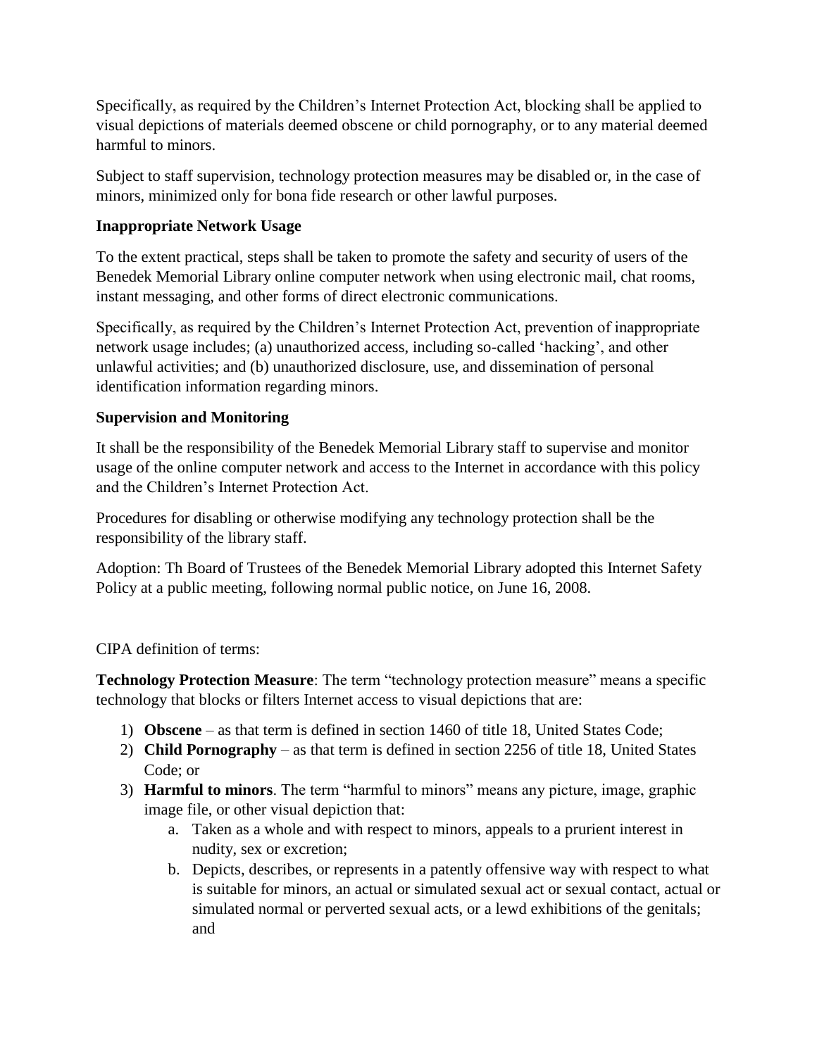Specifically, as required by the Children's Internet Protection Act, blocking shall be applied to visual depictions of materials deemed obscene or child pornography, or to any material deemed harmful to minors.

Subject to staff supervision, technology protection measures may be disabled or, in the case of minors, minimized only for bona fide research or other lawful purposes.

**Inappropriate Network Usage**

To the extent practical, steps shall be taken to promote the safety and security of users of the Benedek Memorial Library online computer network when using electronic mail, chat rooms, instant messaging, and other forms of direct electronic communications.

Specifically, as required by the Children's Internet Protection Act, prevention of inappropriate network usage includes; (a) unauthorized access, including so-called 'hacking', and other unlawful activities; and (b) unauthorized disclosure, use, and dissemination of personal identification information regarding minors.

**Supervision and Monitoring**

It shall be the responsibility of the Benedek Memorial Library staff to supervise and monitor usage of the online computer network and access to the Internet in accordance with this policy and the Children's Internet Protection Act.

Procedures for disabling or otherwise modifying any technology protection shall be the responsibility of the library staff.

Adoption: Th Board of Trustees of the Benedek Memorial Library adopted this Internet Safety Policy at a public meeting, following normal public notice, on June 16, 2008.

CIPA definition of terms:

**Technology Protection Measure**: The term "technology protection measure" means a specific technology that blocks or filters Internet access to visual depictions that are:

1) **Obscene** – as that term is defined in section 1460 of title 18, United States Code;
2) **Child Pornography** – as that term is defined in section 2256 of title 18, United States Code; or
3) **Harmful to minors**. The term "harmful to minors" means any picture, image, graphic image file, or other visual depiction that:
   a. Taken as a whole and with respect to minors, appeals to a prurient interest in nudity, sex or excretion;
   b. Depicts, describes, or represents in a patently offensive way with respect to what is suitable for minors, an actual or simulated sexual act or sexual contact, actual or simulated normal or perverted sexual acts, or a lewd exhibitions of the genitals; and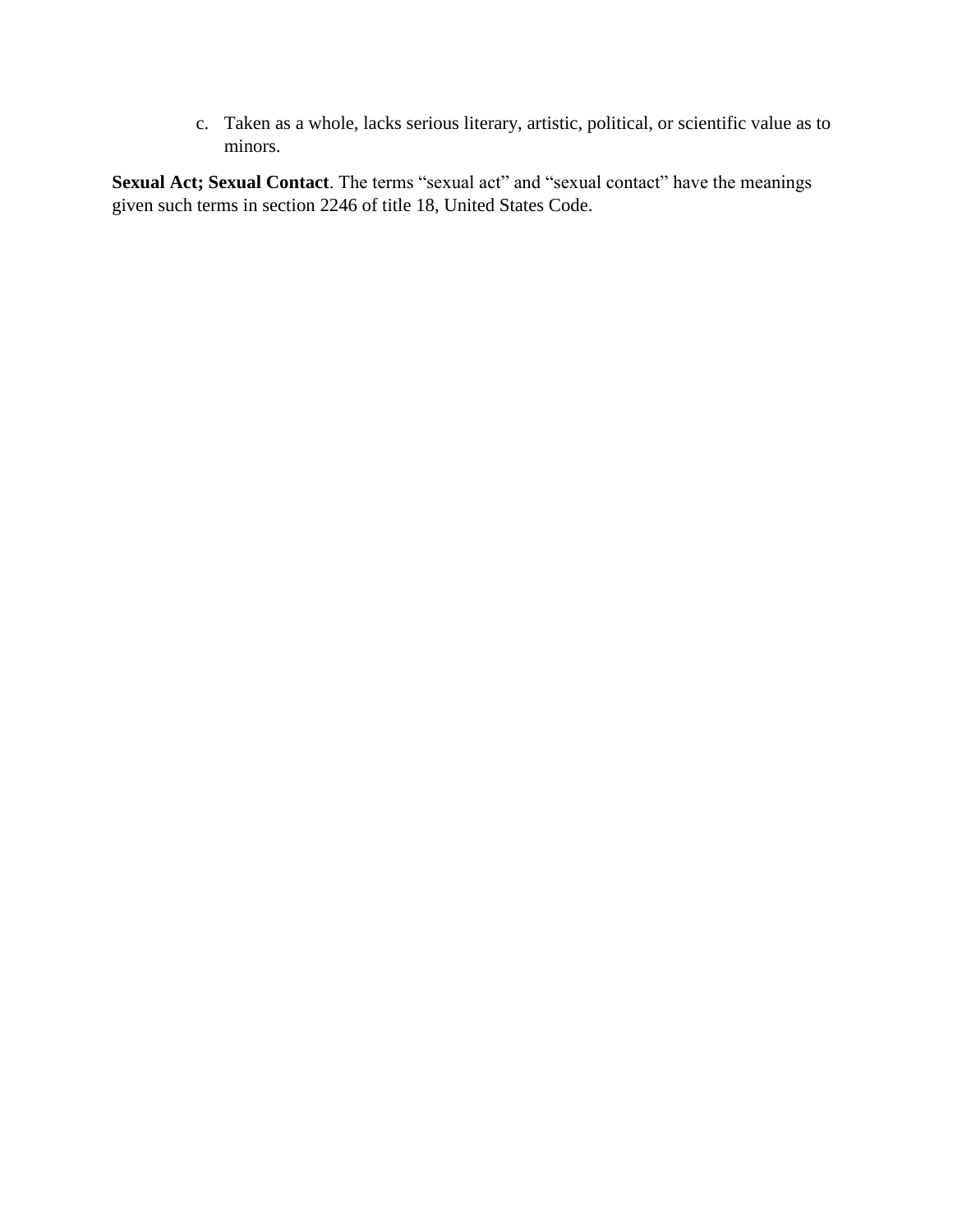c. Taken as a whole, lacks serious literary, artistic, political, or scientific value as to minors.

**Sexual Act; Sexual Contact**. The terms "sexual act" and "sexual contact" have the meanings given such terms in section 2246 of title 18, United States Code.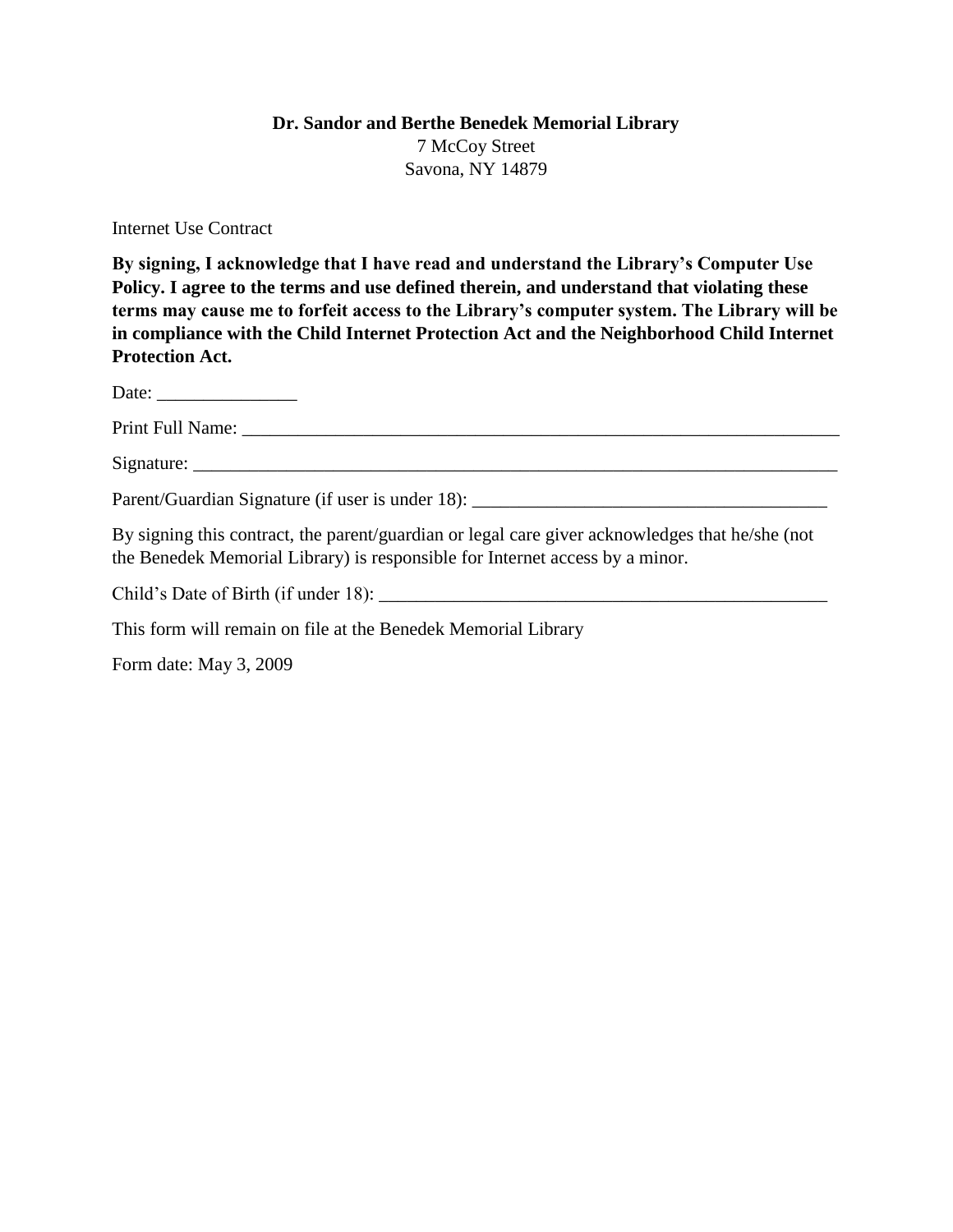**Dr. Sandor and Berthe Benedek Memorial Library**
7 McCoy Street
Savona, NY 14879

Internet Use Contract

**By signing, I acknowledge that I have read and understand the Library's Computer Use Policy. I agree to the terms and use defined therein, and understand that violating these terms may cause me to forfeit access to the Library's computer system. The Library will be in compliance with the Child Internet Protection Act and the Neighborhood Child Internet Protection Act.**

Date: _______________

Print Full Name: ____________________________________________________________________

Signature: ________________________________________________________________________

Parent/Guardian Signature (if user is under 18): ______________________________________

By signing this contract, the parent/guardian or legal care giver acknowledges that he/she (not the Benedek Memorial Library) is responsible for Internet access by a minor.

Child's Date of Birth (if under 18): _________________________________________________

This form will remain on file at the Benedek Memorial Library

Form date: May 3, 2009